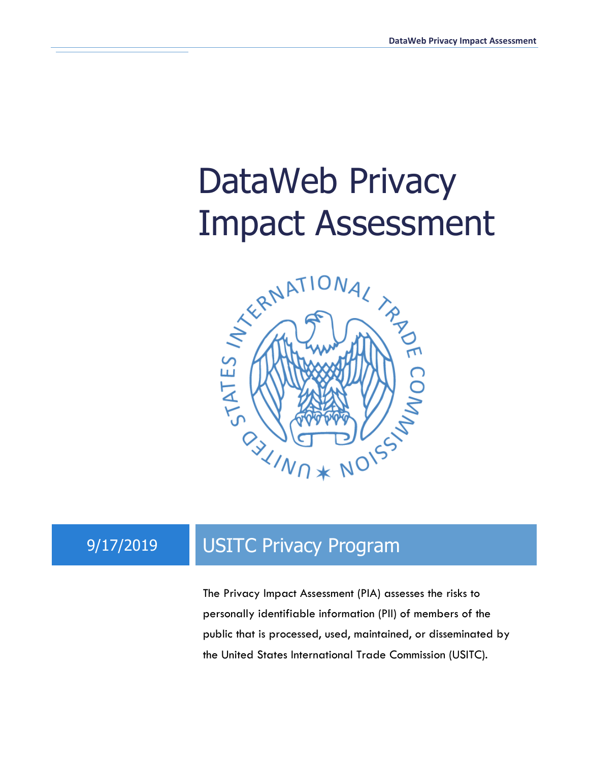# DataWeb Privacy Impact Assessment

9/17/2019

## USITC Privacy Program

The Privacy Impact Assessment (PIA) assesses the risks to personally identifiable information (PII) of members of the public that is processed, used, maintained, or disseminated by the United States International Trade Commission (USITC).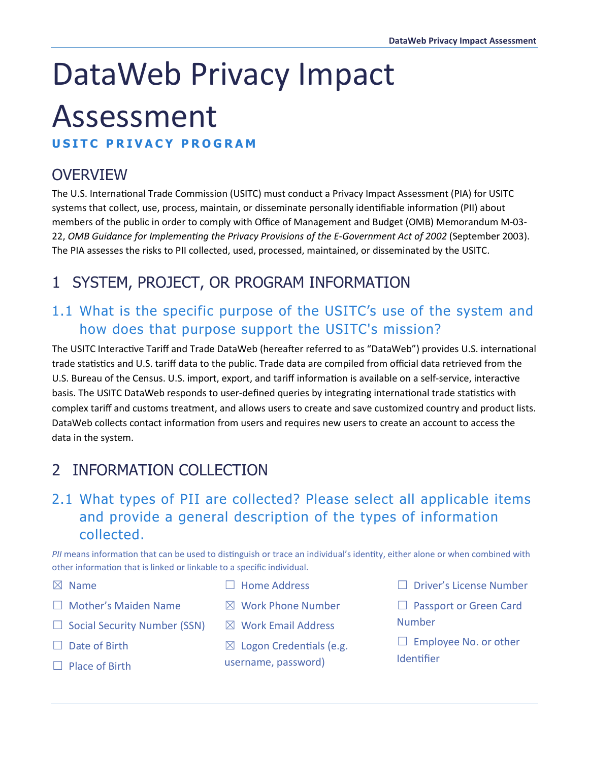# DataWeb Privacy Impact Assessment

**USITC PRIVACY PROGRAM**

## OVERVIEW

The U.S. International Trade Commission (USITC) must conduct a Privacy Impact Assessment (PIA) for USITC systems that collect, use, process, maintain, or disseminate personally identifiable information (PII) about members of the public in order to comply with Office of Management and Budget (OMB) Memorandum M-03-22, *OMB Guidance for Implementing the Privacy Provisions of the E-Government Act of 2002* (September 2003). The PIA assesses the risks to PII collected, used, processed, maintained, or disseminated by the USITC.

## 1 SYSTEM, PROJECT, OR PROGRAM INFORMATION

### 1.1 What is the specific purpose of the USITC's use of the system and how does that purpose support the USITC's mission?

The USITC Interactive Tariff and Trade DataWeb (hereafter referred to as "DataWeb") provides U.S. international trade statistics and U.S. tariff data to the public. Trade data are compiled from official data retrieved from the U.S. Bureau of the Census. U.S. import, export, and tariff information is available on a self-service, interactive basis. The USITC DataWeb responds to user-defined queries by integrating international trade statistics with complex tariff and customs treatment, and allows users to create and save customized country and product lists. DataWeb collects contact information from users and requires new users to create an account to access the data in the system.

## 2 INFORMATION COLLECTION

### 2.1 What types of PII are collected? Please select all applicable items and provide a general description of the types of information collected.

*PII* means information that can be used to distinguish or trace an individual's identity, either alone or when combined with other information that is linked or linkable to a specific individual.

- ☒ Name
- ☐ Mother's Maiden Name
- ☐ Social Security Number (SSN)
- ☐ Date of Birth
- ☐ Place of Birth
- ☐ Home Address
- ☒ Work Phone Number
- ☒ Work Email Address
- ☒ Logon Credentials (e.g. username, password)
- ☐ Driver's License Number
- ☐ Passport or Green Card Number
- ☐ Employee No. or other Identifier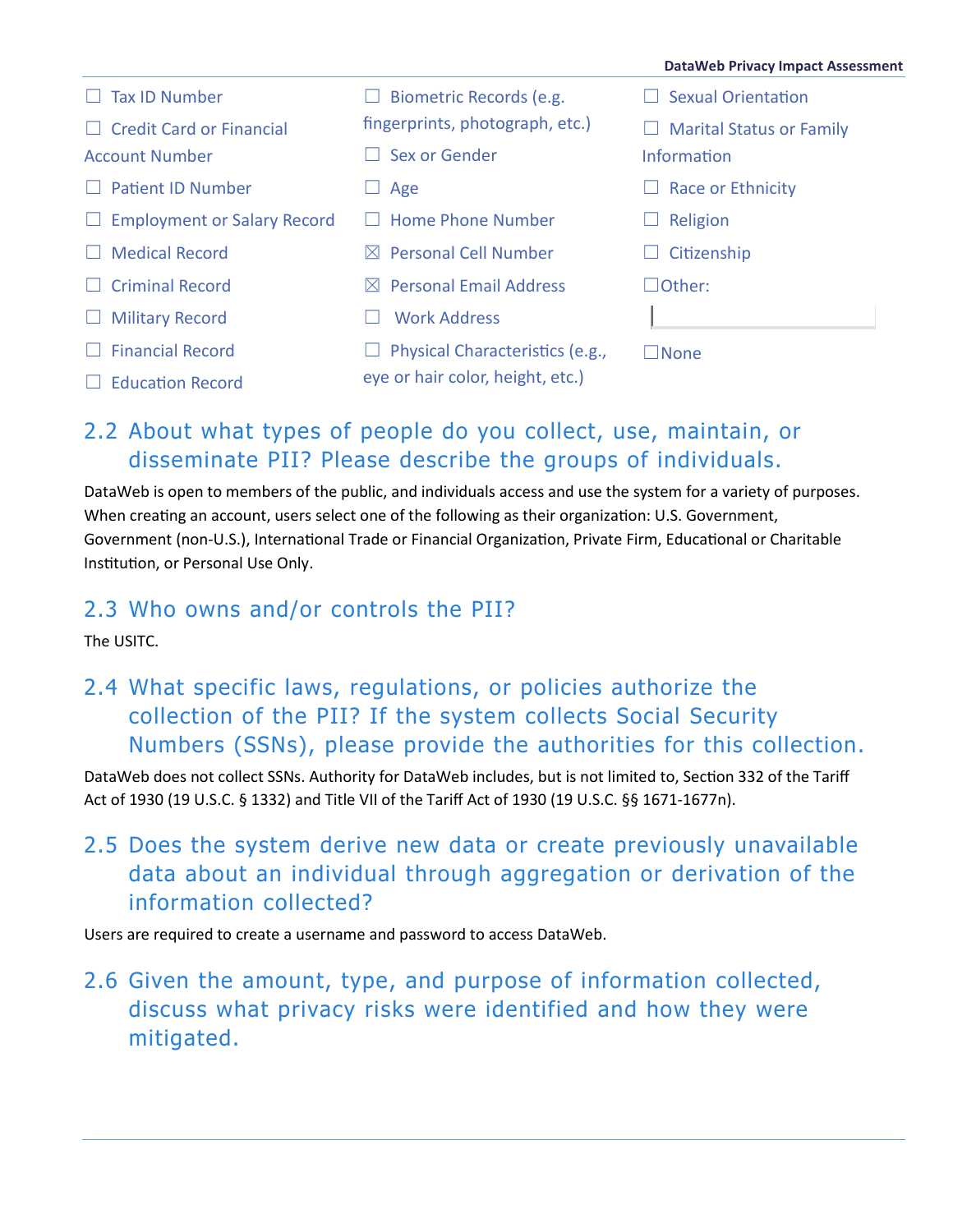- ☐ Tax ID Number
- ☐ Credit Card or Financial Account Number
- ☐ Patient ID Number
- ☐ Employment or Salary Record
- ☐ Medical Record
- ☐ Criminal Record
- ☐ Military Record
- ☐ Financial Record
- ☐ Education Record
- ☐ Biometric Records (e.g. fingerprints, photograph, etc.)
- ☐ Sex or Gender
- ☐ Age
- ☐ Home Phone Number
- ☒ Personal Cell Number
- ☒ Personal Email Address
- ☐ Work Address
- ☐ Physical Characteristics (e.g., eye or hair color, height, etc.)
- ☐ Sexual Orientation
- ☐ Marital Status or Family Information
- ☐ Race or Ethnicity
- ☐ Religion
- ☐ Citizenship
- ☐ Other:
- ☐ None

## 2.2 About what types of people do you collect, use, maintain, or disseminate PII? Please describe the groups of individuals.

DataWeb is open to members of the public, and individuals access and use the system for a variety of purposes. When creating an account, users select one of the following as their organization: U.S. Government, Government (non-U.S.), International Trade or Financial Organization, Private Firm, Educational or Charitable Institution, or Personal Use Only.

## 2.3 Who owns and/or controls the PII?

The USITC.

## 2.4 What specific laws, regulations, or policies authorize the collection of the PII? If the system collects Social Security Numbers (SSNs), please provide the authorities for this collection.

DataWeb does not collect SSNs. Authority for DataWeb includes, but is not limited to, Section 332 of the Tariff Act of 1930 (19 U.S.C. § 1332) and Title VII of the Tariff Act of 1930 (19 U.S.C. §§ 1671-1677n).

## 2.5 Does the system derive new data or create previously unavailable data about an individual through aggregation or derivation of the information collected?

Users are required to create a username and password to access DataWeb.

## 2.6 Given the amount, type, and purpose of information collected, discuss what privacy risks were identified and how they were mitigated.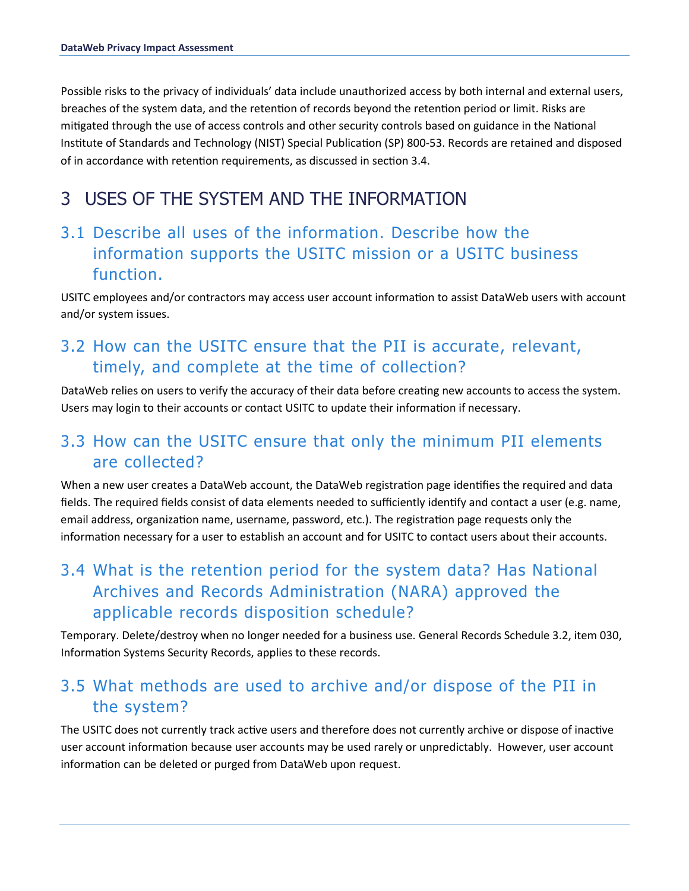Possible risks to the privacy of individuals' data include unauthorized access by both internal and external users, breaches of the system data, and the retention of records beyond the retention period or limit. Risks are mitigated through the use of access controls and other security controls based on guidance in the National Institute of Standards and Technology (NIST) Special Publication (SP) 800-53. Records are retained and disposed of in accordance with retention requirements, as discussed in section 3.4.

# 3 USES OF THE SYSTEM AND THE INFORMATION

## 3.1 Describe all uses of the information. Describe how the information supports the USITC mission or a USITC business function.

USITC employees and/or contractors may access user account information to assist DataWeb users with account and/or system issues.

## 3.2 How can the USITC ensure that the PII is accurate, relevant, timely, and complete at the time of collection?

DataWeb relies on users to verify the accuracy of their data before creating new accounts to access the system. Users may login to their accounts or contact USITC to update their information if necessary.

## 3.3 How can the USITC ensure that only the minimum PII elements are collected?

When a new user creates a DataWeb account, the DataWeb registration page identifies the required and data fields. The required fields consist of data elements needed to sufficiently identify and contact a user (e.g. name, email address, organization name, username, password, etc.). The registration page requests only the information necessary for a user to establish an account and for USITC to contact users about their accounts.

## 3.4 What is the retention period for the system data? Has National Archives and Records Administration (NARA) approved the applicable records disposition schedule?

Temporary. Delete/destroy when no longer needed for a business use. General Records Schedule 3.2, item 030, Information Systems Security Records, applies to these records.

## 3.5 What methods are used to archive and/or dispose of the PII in the system?

The USITC does not currently track active users and therefore does not currently archive or dispose of inactive user account information because user accounts may be used rarely or unpredictably. However, user account information can be deleted or purged from DataWeb upon request.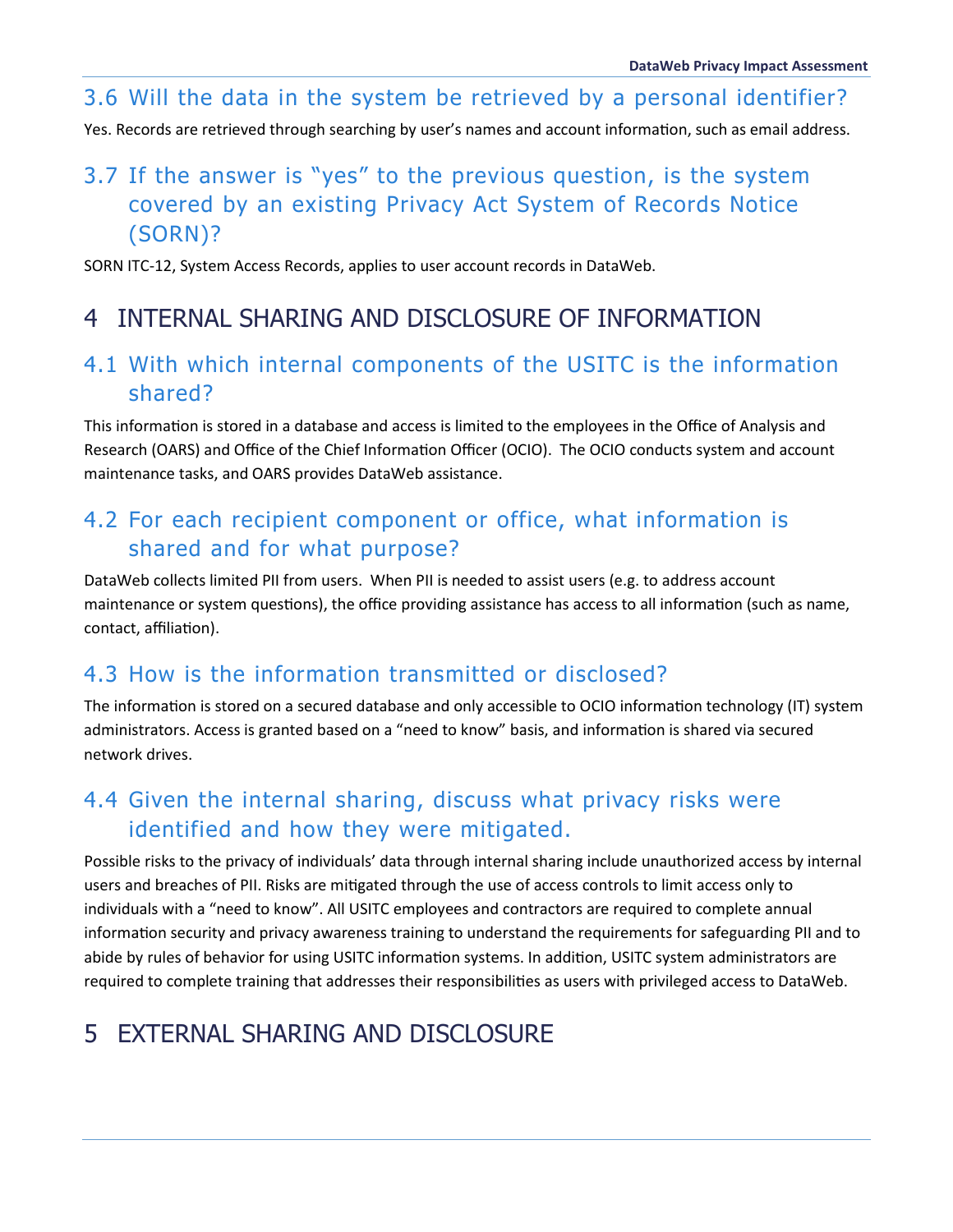### 3.6 Will the data in the system be retrieved by a personal identifier?

Yes. Records are retrieved through searching by user's names and account information, such as email address.

### 3.7 If the answer is "yes" to the previous question, is the system covered by an existing Privacy Act System of Records Notice (SORN)?

SORN ITC-12, System Access Records, applies to user account records in DataWeb.

## 4 INTERNAL SHARING AND DISCLOSURE OF INFORMATION

### 4.1 With which internal components of the USITC is the information shared?

This information is stored in a database and access is limited to the employees in the Office of Analysis and Research (OARS) and Office of the Chief Information Officer (OCIO). The OCIO conducts system and account maintenance tasks, and OARS provides DataWeb assistance.

### 4.2 For each recipient component or office, what information is shared and for what purpose?

DataWeb collects limited PII from users. When PII is needed to assist users (e.g. to address account maintenance or system questions), the office providing assistance has access to all information (such as name, contact, affiliation).

### 4.3 How is the information transmitted or disclosed?

The information is stored on a secured database and only accessible to OCIO information technology (IT) system administrators. Access is granted based on a "need to know" basis, and information is shared via secured network drives.

### 4.4 Given the internal sharing, discuss what privacy risks were identified and how they were mitigated.

Possible risks to the privacy of individuals' data through internal sharing include unauthorized access by internal users and breaches of PII. Risks are mitigated through the use of access controls to limit access only to individuals with a "need to know". All USITC employees and contractors are required to complete annual information security and privacy awareness training to understand the requirements for safeguarding PII and to abide by rules of behavior for using USITC information systems. In addition, USITC system administrators are required to complete training that addresses their responsibilities as users with privileged access to DataWeb.

## 5 EXTERNAL SHARING AND DISCLOSURE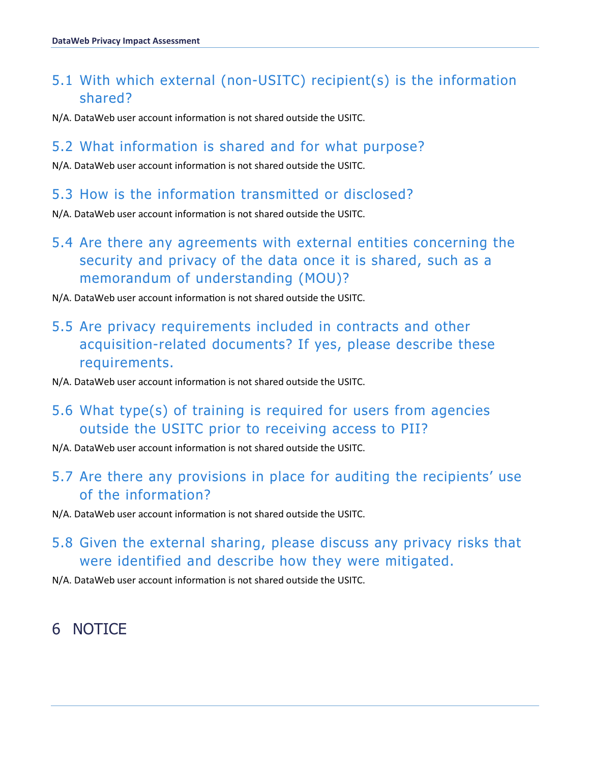## 5.1 With which external (non-USITC) recipient(s) is the information shared?

N/A. DataWeb user account information is not shared outside the USITC.

## 5.2 What information is shared and for what purpose?

N/A. DataWeb user account information is not shared outside the USITC.

## 5.3 How is the information transmitted or disclosed?

N/A. DataWeb user account information is not shared outside the USITC.

## 5.4 Are there any agreements with external entities concerning the security and privacy of the data once it is shared, such as a memorandum of understanding (MOU)?

N/A. DataWeb user account information is not shared outside the USITC.

## 5.5 Are privacy requirements included in contracts and other acquisition-related documents? If yes, please describe these requirements.

N/A. DataWeb user account information is not shared outside the USITC.

## 5.6 What type(s) of training is required for users from agencies outside the USITC prior to receiving access to PII?

N/A. DataWeb user account information is not shared outside the USITC.

## 5.7 Are there any provisions in place for auditing the recipients' use of the information?

N/A. DataWeb user account information is not shared outside the USITC.

## 5.8 Given the external sharing, please discuss any privacy risks that were identified and describe how they were mitigated.

N/A. DataWeb user account information is not shared outside the USITC.

# 6 NOTICE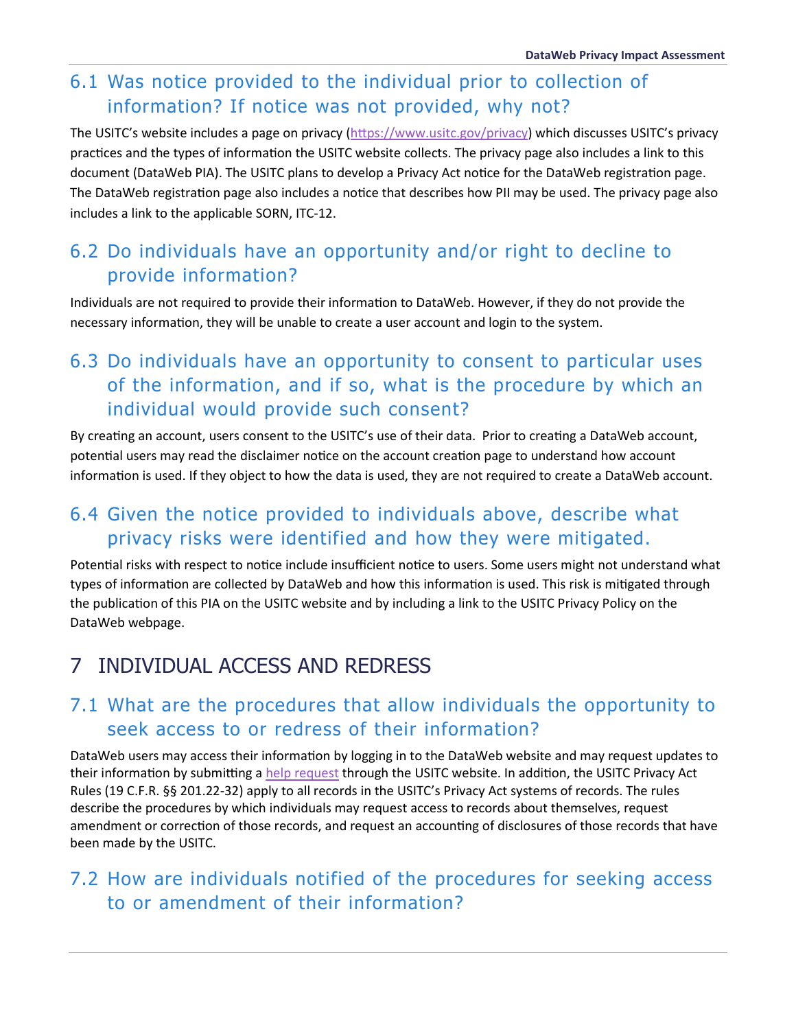## 6.1 Was notice provided to the individual prior to collection of information? If notice was not provided, why not?

The USITC's website includes a page on privacy (https://www.usitc.gov/privacy) which discusses USITC's privacy practices and the types of information the USITC website collects. The privacy page also includes a link to this document (DataWeb PIA). The USITC plans to develop a Privacy Act notice for the DataWeb registration page. The DataWeb registration page also includes a notice that describes how PII may be used. The privacy page also includes a link to the applicable SORN, ITC-12.

## 6.2 Do individuals have an opportunity and/or right to decline to provide information?

Individuals are not required to provide their information to DataWeb. However, if they do not provide the necessary information, they will be unable to create a user account and login to the system.

## 6.3 Do individuals have an opportunity to consent to particular uses of the information, and if so, what is the procedure by which an individual would provide such consent?

By creating an account, users consent to the USITC's use of their data. Prior to creating a DataWeb account, potential users may read the disclaimer notice on the account creation page to understand how account information is used. If they object to how the data is used, they are not required to create a DataWeb account.

## 6.4 Given the notice provided to individuals above, describe what privacy risks were identified and how they were mitigated.

Potential risks with respect to notice include insufficient notice to users. Some users might not understand what types of information are collected by DataWeb and how this information is used. This risk is mitigated through the publication of this PIA on the USITC website and by including a link to the USITC Privacy Policy on the DataWeb webpage.

# 7 INDIVIDUAL ACCESS AND REDRESS

## 7.1 What are the procedures that allow individuals the opportunity to seek access to or redress of their information?

DataWeb users may access their information by logging in to the DataWeb website and may request updates to their information by submitting a help request through the USITC website. In addition, the USITC Privacy Act Rules (19 C.F.R. §§ 201.22-32) apply to all records in the USITC's Privacy Act systems of records. The rules describe the procedures by which individuals may request access to records about themselves, request amendment or correction of those records, and request an accounting of disclosures of those records that have been made by the USITC.

## 7.2 How are individuals notified of the procedures for seeking access to or amendment of their information?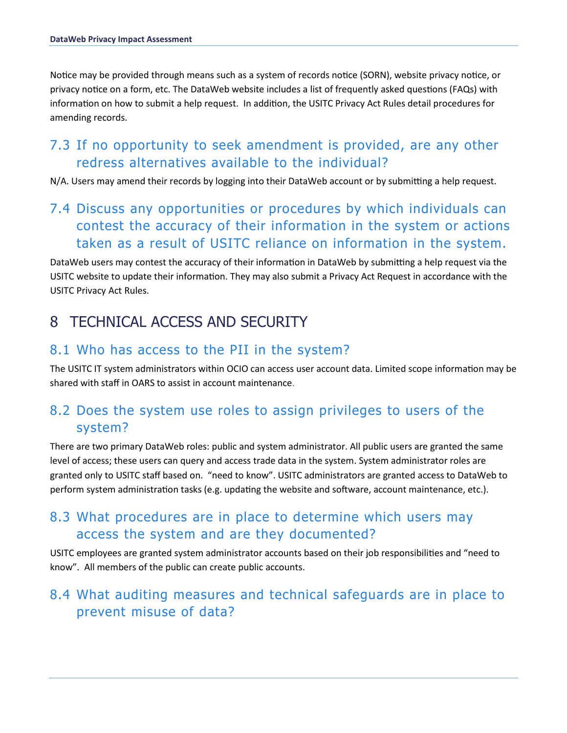Notice may be provided through means such as a system of records notice (SORN), website privacy notice, or privacy notice on a form, etc. The DataWeb website includes a list of frequently asked questions (FAQs) with information on how to submit a help request. In addition, the USITC Privacy Act Rules detail procedures for amending records.

## 7.3 If no opportunity to seek amendment is provided, are any other redress alternatives available to the individual?

N/A. Users may amend their records by logging into their DataWeb account or by submitting a help request.

## 7.4 Discuss any opportunities or procedures by which individuals can contest the accuracy of their information in the system or actions taken as a result of USITC reliance on information in the system.

DataWeb users may contest the accuracy of their information in DataWeb by submitting a help request via the USITC website to update their information. They may also submit a Privacy Act Request in accordance with the USITC Privacy Act Rules.

# 8 TECHNICAL ACCESS AND SECURITY

## 8.1 Who has access to the PII in the system?

The USITC IT system administrators within OCIO can access user account data. Limited scope information may be shared with staff in OARS to assist in account maintenance.

## 8.2 Does the system use roles to assign privileges to users of the system?

There are two primary DataWeb roles: public and system administrator. All public users are granted the same level of access; these users can query and access trade data in the system. System administrator roles are granted only to USITC staff based on. "need to know". USITC administrators are granted access to DataWeb to perform system administration tasks (e.g. updating the website and software, account maintenance, etc.).

## 8.3 What procedures are in place to determine which users may access the system and are they documented?

USITC employees are granted system administrator accounts based on their job responsibilities and "need to know". All members of the public can create public accounts.

## 8.4 What auditing measures and technical safeguards are in place to prevent misuse of data?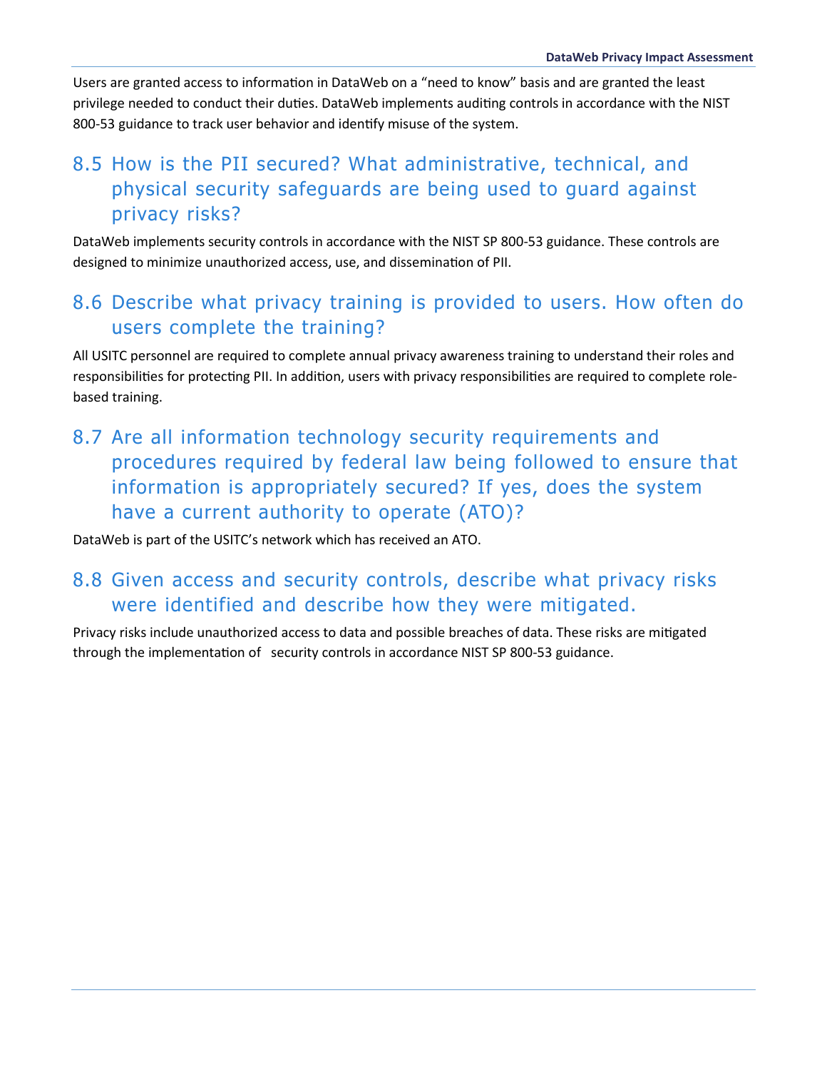Users are granted access to information in DataWeb on a "need to know" basis and are granted the least privilege needed to conduct their duties. DataWeb implements auditing controls in accordance with the NIST 800-53 guidance to track user behavior and identify misuse of the system.

## 8.5 How is the PII secured? What administrative, technical, and physical security safeguards are being used to guard against privacy risks?

DataWeb implements security controls in accordance with the NIST SP 800-53 guidance. These controls are designed to minimize unauthorized access, use, and dissemination of PII.

## 8.6 Describe what privacy training is provided to users. How often do users complete the training?

All USITC personnel are required to complete annual privacy awareness training to understand their roles and responsibilities for protecting PII. In addition, users with privacy responsibilities are required to complete role-based training.

## 8.7 Are all information technology security requirements and procedures required by federal law being followed to ensure that information is appropriately secured? If yes, does the system have a current authority to operate (ATO)?

DataWeb is part of the USITC's network which has received an ATO.

## 8.8 Given access and security controls, describe what privacy risks were identified and describe how they were mitigated.

Privacy risks include unauthorized access to data and possible breaches of data. These risks are mitigated through the implementation of security controls in accordance NIST SP 800-53 guidance.